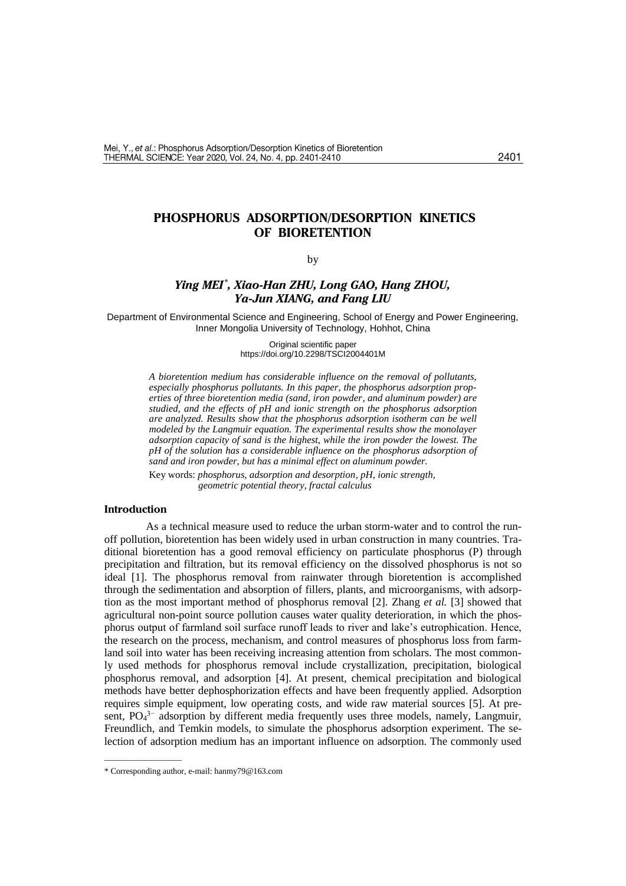# PHOSPHORUS ADSORPTION/DESORPTION KINETICS OF BIORETENTION

by

***Ying MEI*[*]*, Xiao-Han ZHU, Long GAO, Hang ZHOU, Ya-Jun XIANG, and Fang LIU***

Department of Environmental Science and Engineering, School of Energy and Power Engineering, Inner Mongolia University of Technology, Hohhot, China

Original scientific paper
https://doi.org/10.2298/TSCI2004401M

*A bioretention medium has considerable influence on the removal of pollutants, especially phosphorus pollutants. In this paper, the phosphorus adsorption properties of three bioretention media (sand, iron powder, and aluminum powder) are studied, and the effects of pH and ionic strength on the phosphorus adsorption are analyzed. Results show that the phosphorus adsorption isotherm can be well modeled by the Langmuir equation. The experimental results show the monolayer adsorption capacity of sand is the highest, while the iron powder the lowest. The pH of the solution has a considerable influence on the phosphorus adsorption of sand and iron powder, but has a minimal effect on aluminum powder.*

Key words: *phosphorus, adsorption and desorption, pH, ionic strength, geometric potential theory, fractal calculus*

## Introduction

As a technical measure used to reduce the urban storm-water and to control the runoff pollution, bioretention has been widely used in urban construction in many countries. Traditional bioretention has a good removal efficiency on particulate phosphorus (P) through precipitation and filtration, but its removal efficiency on the dissolved phosphorus is not so ideal [1]. The phosphorus removal from rainwater through bioretention is accomplished through the sedimentation and absorption of fillers, plants, and microorganisms, with adsorption as the most important method of phosphorus removal [2]. Zhang *et al.* [3] showed that agricultural non-point source pollution causes water quality deterioration, in which the phosphorus output of farmland soil surface runoff leads to river and lake's eutrophication. Hence, the research on the process, mechanism, and control measures of phosphorus loss from farmland soil into water has been receiving increasing attention from scholars. The most commonly used methods for phosphorus removal include crystallization, precipitation, biological phosphorus removal, and adsorption [4]. At present, chemical precipitation and biological methods have better dephosphorization effects and have been frequently applied. Adsorption requires simple equipment, low operating costs, and wide raw material sources [5]. At present, $PO_4^{3-}$ adsorption by different media frequently uses three models, namely, Langmuir, Freundlich, and Temkin models, to simulate the phosphorus adsorption experiment. The selection of adsorption medium has an important influence on adsorption. The commonly used

---

\* Corresponding author, e-mail: hanmy79@163.com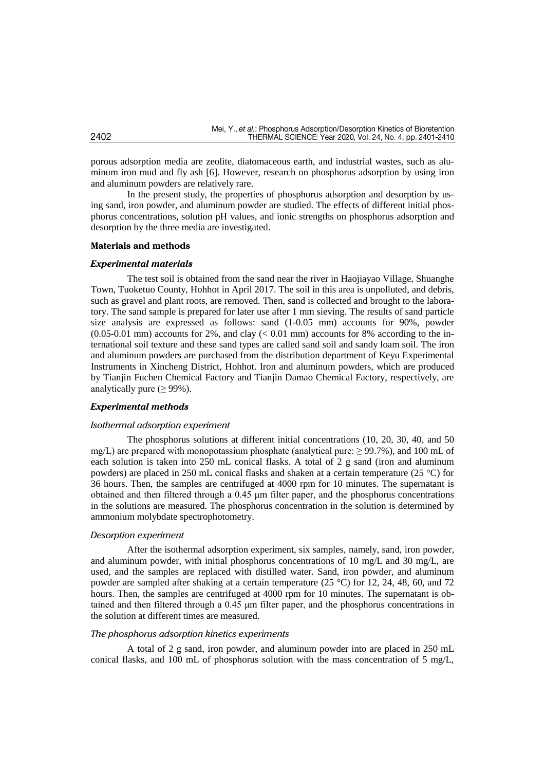porous adsorption media are zeolite, diatomaceous earth, and industrial wastes, such as aluminum iron mud and fly ash [6]. However, research on phosphorus adsorption by using iron and aluminum powders are relatively rare.

In the present study, the properties of phosphorus adsorption and desorption by using sand, iron powder, and aluminum powder are studied. The effects of different initial phosphorus concentrations, solution pH values, and ionic strengths on phosphorus adsorption and desorption by the three media are investigated.

## Materials and methods

### *Experimental materials*

The test soil is obtained from the sand near the river in Haojiayao Village, Shuanghe Town, Tuoketuo County, Hohhot in April 2017. The soil in this area is unpolluted, and debris, such as gravel and plant roots, are removed. Then, sand is collected and brought to the laboratory. The sand sample is prepared for later use after 1 mm sieving. The results of sand particle size analysis are expressed as follows: sand (1-0.05 mm) accounts for 90%, powder (0.05-0.01 mm) accounts for 2%, and clay (< 0.01 mm) accounts for 8% according to the international soil texture and these sand types are called sand soil and sandy loam soil. The iron and aluminum powders are purchased from the distribution department of Keyu Experimental Instruments in Xincheng District, Hohhot. Iron and aluminum powders, which are produced by Tianjin Fuchen Chemical Factory and Tianjin Damao Chemical Factory, respectively, are analytically pure ($\geq$ 99%).

### *Experimental methods*

#### *Isothermal adsorption experiment*

The phosphorus solutions at different initial concentrations (10, 20, 30, 40, and 50 mg/L) are prepared with monopotassium phosphate (analytical pure: $\geq$ 99.7%), and 100 mL of each solution is taken into 250 mL conical flasks. A total of 2 g sand (iron and aluminum powders) are placed in 250 mL conical flasks and shaken at a certain temperature (25 °C) for 36 hours. Then, the samples are centrifuged at 4000 rpm for 10 minutes. The supernatant is obtained and then filtered through a 0.45 μm filter paper, and the phosphorus concentrations in the solutions are measured. The phosphorus concentration in the solution is determined by ammonium molybdate spectrophotometry.

#### *Desorption experiment*

After the isothermal adsorption experiment, six samples, namely, sand, iron powder, and aluminum powder, with initial phosphorus concentrations of 10 mg/L and 30 mg/L, are used, and the samples are replaced with distilled water. Sand, iron powder, and aluminum powder are sampled after shaking at a certain temperature (25 °C) for 12, 24, 48, 60, and 72 hours. Then, the samples are centrifuged at 4000 rpm for 10 minutes. The supernatant is obtained and then filtered through a 0.45 μm filter paper, and the phosphorus concentrations in the solution at different times are measured.

#### *The phosphorus adsorption kinetics experiments*

A total of 2 g sand, iron powder, and aluminum powder into are placed in 250 mL conical flasks, and 100 mL of phosphorus solution with the mass concentration of 5 mg/L,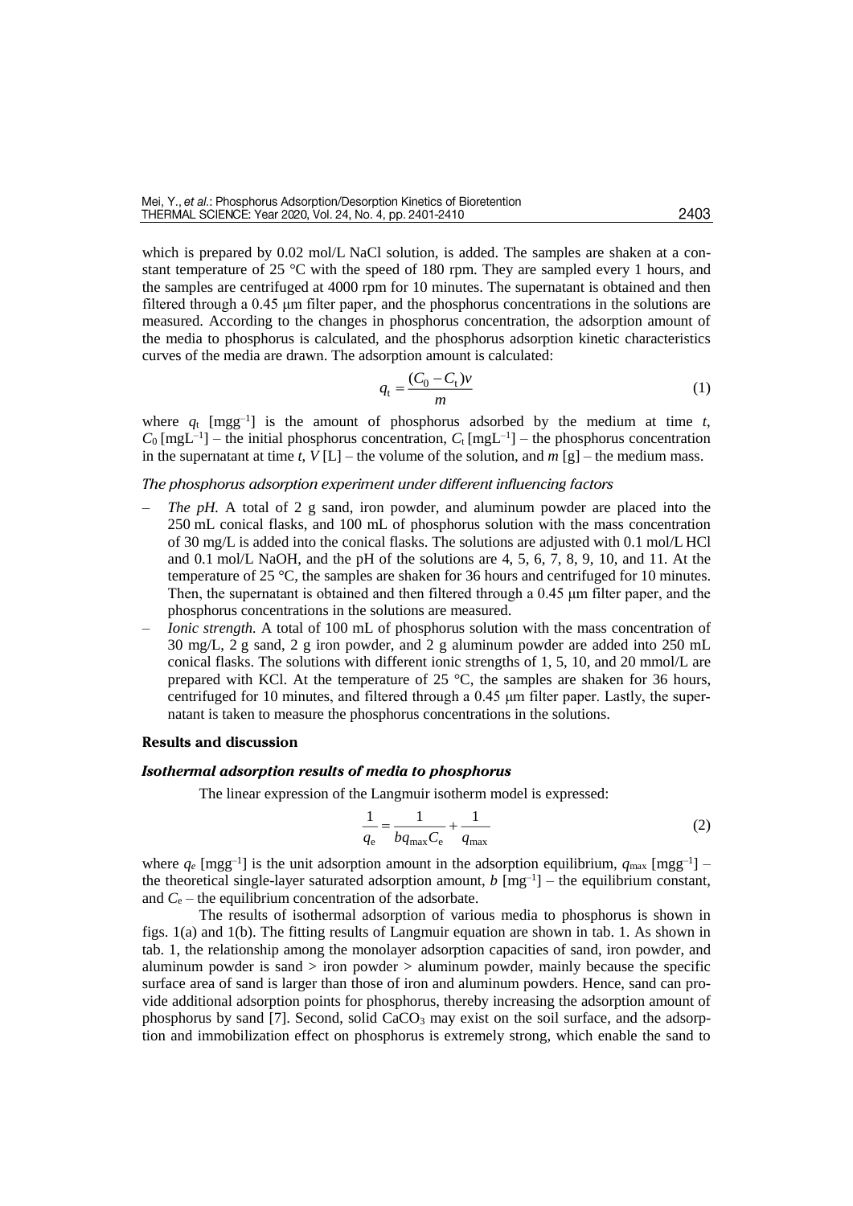which is prepared by 0.02 mol/L NaCl solution, is added. The samples are shaken at a constant temperature of 25 °C with the speed of 180 rpm. They are sampled every 1 hours, and the samples are centrifuged at 4000 rpm for 10 minutes. The supernatant is obtained and then filtered through a 0.45 μm filter paper, and the phosphorus concentrations in the solutions are measured. According to the changes in phosphorus concentration, the adsorption amount of the media to phosphorus is calculated, and the phosphorus adsorption kinetic characteristics curves of the media are drawn. The adsorption amount is calculated:

$$q_t = \frac{(C_0 - C_t)v}{m} \tag{1}$$

where $q_t$ [mgg$^{-1}$] is the amount of phosphorus adsorbed by the medium at time $t$, $C_0$ [mgL$^{-1}$] – the initial phosphorus concentration, $C_t$ [mgL$^{-1}$] – the phosphorus concentration in the supernatant at time $t$, $V$ [L] – the volume of the solution, and $m$ [g] – the medium mass.

### *The phosphorus adsorption experiment under different influencing factors*

- *The pH.* A total of 2 g sand, iron powder, and aluminum powder are placed into the 250 mL conical flasks, and 100 mL of phosphorus solution with the mass concentration of 30 mg/L is added into the conical flasks. The solutions are adjusted with 0.1 mol/L HCl and 0.1 mol/L NaOH, and the pH of the solutions are 4, 5, 6, 7, 8, 9, 10, and 11. At the temperature of 25 °C, the samples are shaken for 36 hours and centrifuged for 10 minutes. Then, the supernatant is obtained and then filtered through a 0.45 μm filter paper, and the phosphorus concentrations in the solutions are measured.
- *Ionic strength.* A total of 100 mL of phosphorus solution with the mass concentration of 30 mg/L, 2 g sand, 2 g iron powder, and 2 g aluminum powder are added into 250 mL conical flasks. The solutions with different ionic strengths of 1, 5, 10, and 20 mmol/L are prepared with KCl. At the temperature of 25 °C, the samples are shaken for 36 hours, centrifuged for 10 minutes, and filtered through a 0.45 μm filter paper. Lastly, the supernatant is taken to measure the phosphorus concentrations in the solutions.

## Results and discussion

### *Isothermal adsorption results of media to phosphorus*

The linear expression of the Langmuir isotherm model is expressed:

$$\frac{1}{q_e} = \frac{1}{b q_{max} C_e} + \frac{1}{q_{max}} \tag{2}$$

where $q_e$ [mgg$^{-1}$] is the unit adsorption amount in the adsorption equilibrium, $q_{max}$ [mgg$^{-1}$] – the theoretical single-layer saturated adsorption amount, $b$ [mg$^{-1}$] – the equilibrium constant, and $C_e$ – the equilibrium concentration of the adsorbate.

The results of isothermal adsorption of various media to phosphorus is shown in figs. 1(a) and 1(b). The fitting results of Langmuir equation are shown in tab. 1. As shown in tab. 1, the relationship among the monolayer adsorption capacities of sand, iron powder, and aluminum powder is sand > iron powder > aluminum powder, mainly because the specific surface area of sand is larger than those of iron and aluminum powders. Hence, sand can provide additional adsorption points for phosphorus, thereby increasing the adsorption amount of phosphorus by sand [7]. Second, solid $CaCO_3$ may exist on the soil surface, and the adsorption and immobilization effect on phosphorus is extremely strong, which enable the sand to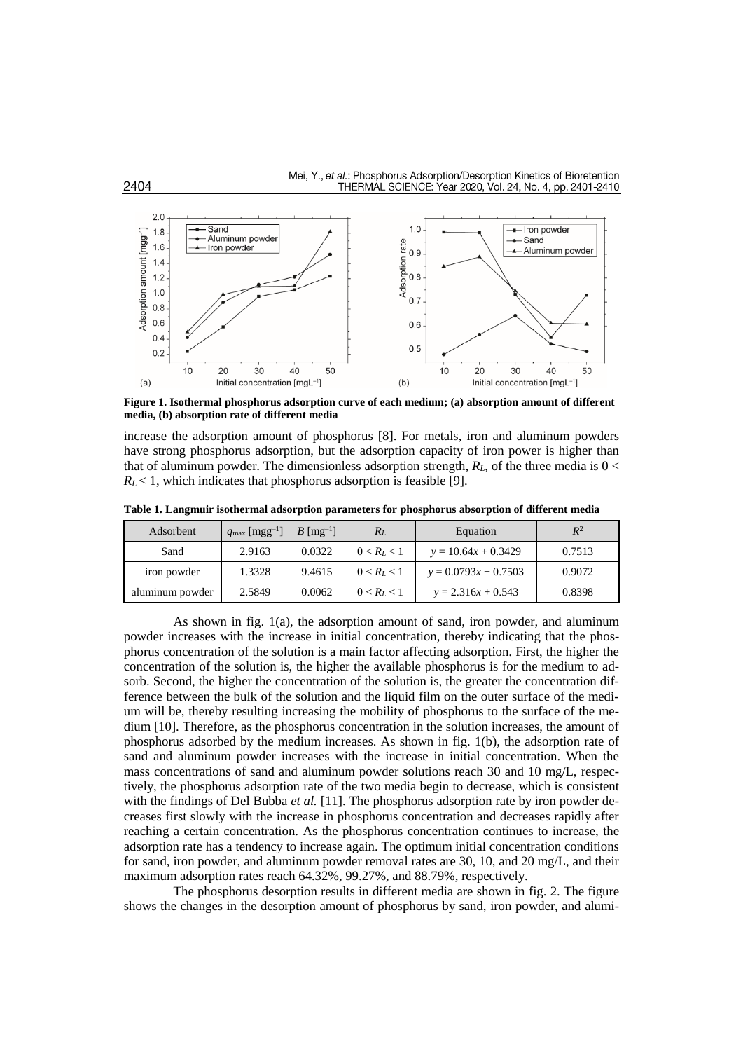**Figure 1. Isothermal phosphorus adsorption curve of each medium; (a) absorption amount of different media, (b) absorption rate of different media**

increase the adsorption amount of phosphorus [8]. For metals, iron and aluminum powders have strong phosphorus adsorption, but the adsorption capacity of iron power is higher than that of aluminum powder. The dimensionless adsorption strength, $R_L$, of the three media is $0 < R_L < 1$, which indicates that phosphorus adsorption is feasible [9].

**Table 1. Langmuir isothermal adsorption parameters for phosphorus absorption of different media**

| Adsorbent | $q_{\max}$ [mgg$^{-1}$] | $B$ [mg$^{-1}$] | $R_L$ | Equation | $R^2$ |
|---|---|---|---|---|---|
| Sand | 2.9163 | 0.0322 | $0 < R_L < 1$ | $y = 10.64x + 0.3429$ | 0.7513 |
| iron powder | 1.3328 | 9.4615 | $0 < R_L < 1$ | $y = 0.0793x + 0.7503$ | 0.9072 |
| aluminum powder | 2.5849 | 0.0062 | $0 < R_L < 1$ | $y = 2.316x + 0.543$ | 0.8398 |

As shown in fig. 1(a), the adsorption amount of sand, iron powder, and aluminum powder increases with the increase in initial concentration, thereby indicating that the phosphorus concentration of the solution is a main factor affecting adsorption. First, the higher the concentration of the solution is, the higher the available phosphorus is for the medium to adsorb. Second, the higher the concentration of the solution is, the greater the concentration difference between the bulk of the solution and the liquid film on the outer surface of the medium will be, thereby resulting increasing the mobility of phosphorus to the surface of the medium [10]. Therefore, as the phosphorus concentration in the solution increases, the amount of phosphorus adsorbed by the medium increases. As shown in fig. 1(b), the adsorption rate of sand and aluminum powder increases with the increase in initial concentration. When the mass concentrations of sand and aluminum powder solutions reach 30 and 10 mg/L, respectively, the phosphorus adsorption rate of the two media begin to decrease, which is consistent with the findings of Del Bubba *et al.* [11]. The phosphorus adsorption rate by iron powder decreases first slowly with the increase in phosphorus concentration and decreases rapidly after reaching a certain concentration. As the phosphorus concentration continues to increase, the adsorption rate has a tendency to increase again. The optimum initial concentration conditions for sand, iron powder, and aluminum powder removal rates are 30, 10, and 20 mg/L, and their maximum adsorption rates reach 64.32%, 99.27%, and 88.79%, respectively.

The phosphorus desorption results in different media are shown in fig. 2. The figure shows the changes in the desorption amount of phosphorus by sand, iron powder, and alumi-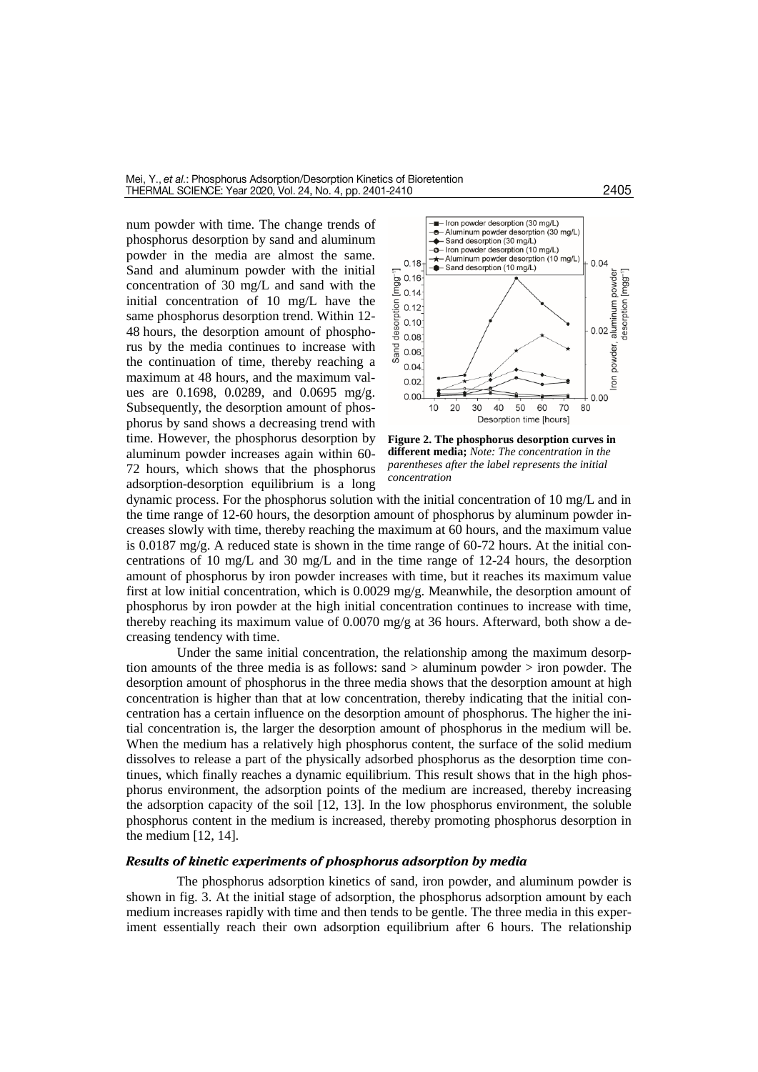num powder with time. The change trends of phosphorus desorption by sand and aluminum powder in the media are almost the same. Sand and aluminum powder with the initial concentration of 30 mg/L and sand with the initial concentration of 10 mg/L have the same phosphorus desorption trend. Within 12-48 hours, the desorption amount of phosphorus by the media continues to increase with the continuation of time, thereby reaching a maximum at 48 hours, and the maximum values are 0.1698, 0.0289, and 0.0695 mg/g. Subsequently, the desorption amount of phosphorus by sand shows a decreasing trend with time. However, the phosphorus desorption by aluminum powder increases again within 60-72 hours, which shows that the phosphorus adsorption-desorption equilibrium is a long dynamic process. For the phosphorus solution with the initial concentration of 10 mg/L and in the time range of 12-60 hours, the desorption amount of phosphorus by aluminum powder increases slowly with time, thereby reaching the maximum at 60 hours, and the maximum value is 0.0187 mg/g. A reduced state is shown in the time range of 60-72 hours. At the initial concentrations of 10 mg/L and 30 mg/L and in the time range of 12-24 hours, the desorption amount of phosphorus by iron powder increases with time, but it reaches its maximum value first at low initial concentration, which is 0.0029 mg/g. Meanwhile, the desorption amount of phosphorus by iron powder at the high initial concentration continues to increase with time, thereby reaching its maximum value of 0.0070 mg/g at 36 hours. Afterward, both show a decreasing tendency with time.

**Figure 2. The phosphorus desorption curves in different media;** *Note: The concentration in the parentheses after the label represents the initial concentration*

Under the same initial concentration, the relationship among the maximum desorption amounts of the three media is as follows: sand > aluminum powder > iron powder. The desorption amount of phosphorus in the three media shows that the desorption amount at high concentration is higher than that at low concentration, thereby indicating that the initial concentration has a certain influence on the desorption amount of phosphorus. The higher the initial concentration is, the larger the desorption amount of phosphorus in the medium will be. When the medium has a relatively high phosphorus content, the surface of the solid medium dissolves to release a part of the physically adsorbed phosphorus as the desorption time continues, which finally reaches a dynamic equilibrium. This result shows that in the high phosphorus environment, the adsorption points of the medium are increased, thereby increasing the adsorption capacity of the soil [12, 13]. In the low phosphorus environment, the soluble phosphorus content in the medium is increased, thereby promoting phosphorus desorption in the medium [12, 14].

### *Results of kinetic experiments of phosphorus adsorption by media*

The phosphorus adsorption kinetics of sand, iron powder, and aluminum powder is shown in fig. 3. At the initial stage of adsorption, the phosphorus adsorption amount by each medium increases rapidly with time and then tends to be gentle. The three media in this experiment essentially reach their own adsorption equilibrium after 6 hours. The relationship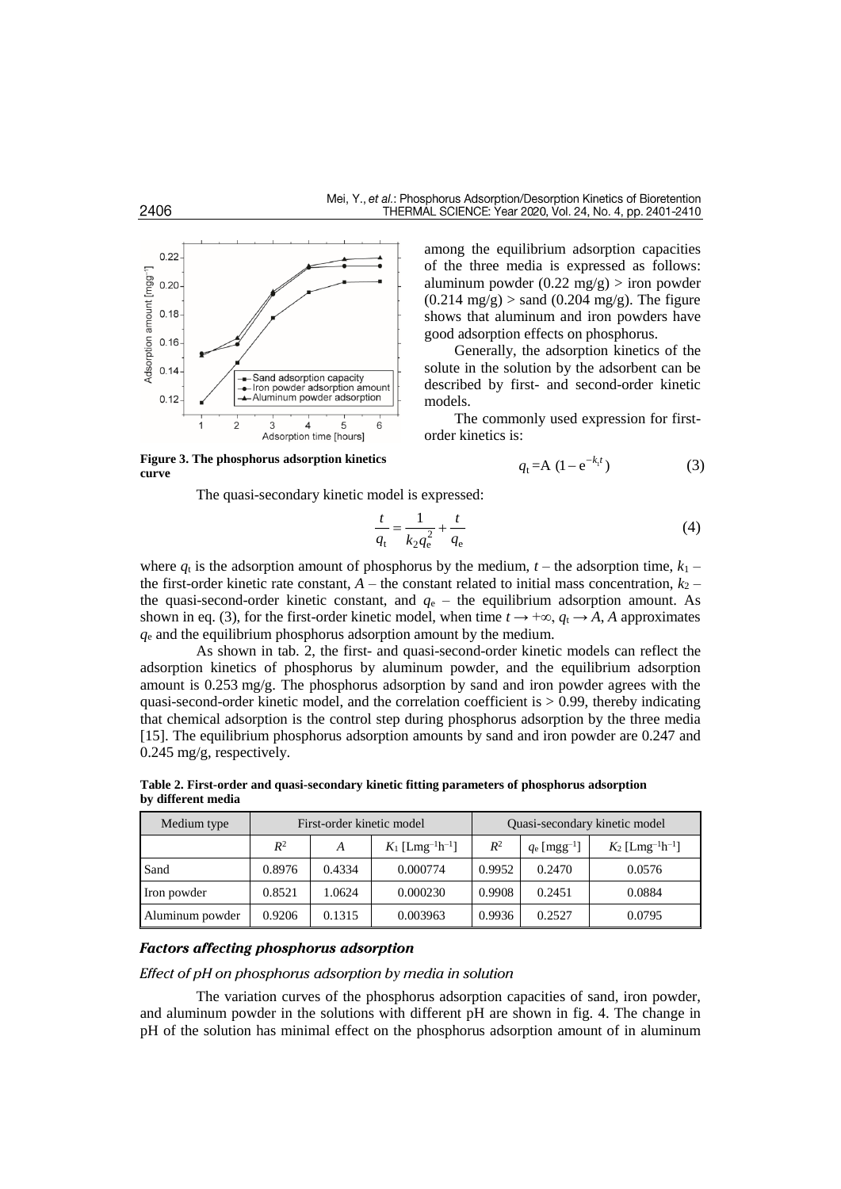among the equilibrium adsorption capacities of the three media is expressed as follows: aluminum powder (0.22 mg/g) > iron powder (0.214 mg/g) > sand (0.204 mg/g). The figure shows that aluminum and iron powders have good adsorption effects on phosphorus.

Generally, the adsorption kinetics of the solute in the solution by the adsorbent can be described by first- and second-order kinetic models.

The commonly used expression for first-order kinetics is:

$$q_t = A\,(1 - e^{-k_1 t}) \tag{3}$$

**Figure 3. The phosphorus adsorption kinetics curve**

The quasi-secondary kinetic model is expressed:

$$\frac{t}{q_t} = \frac{1}{k_2 q_e^2} + \frac{t}{q_e} \tag{4}$$

where $q_t$ is the adsorption amount of phosphorus by the medium, $t$ – the adsorption time, $k_1$ – the first-order kinetic rate constant, $A$ – the constant related to initial mass concentration, $k_2$ – the quasi-second-order kinetic constant, and $q_e$ – the equilibrium adsorption amount. As shown in eq. (3), for the first-order kinetic model, when time $t \to +\infty$, $q_t \to A$, $A$ approximates $q_e$ and the equilibrium phosphorus adsorption amount by the medium.

As shown in tab. 2, the first- and quasi-second-order kinetic models can reflect the adsorption kinetics of phosphorus by aluminum powder, and the equilibrium adsorption amount is 0.253 mg/g. The phosphorus adsorption by sand and iron powder agrees with the quasi-second-order kinetic model, and the correlation coefficient is > 0.99, thereby indicating that chemical adsorption is the control step during phosphorus adsorption by the three media [15]. The equilibrium phosphorus adsorption amounts by sand and iron powder are 0.247 and 0.245 mg/g, respectively.

**Table 2. First-order and quasi-secondary kinetic fitting parameters of phosphorus adsorption by different media**

| Medium type | First-order kinetic model | | | Quasi-secondary kinetic model | | |
|---|---|---|---|---|---|---|
| | $R^2$ | $A$ | $K_1$ [$\mathrm{Lmg^{-1}h^{-1}}$] | $R^2$ | $q_e$ [$\mathrm{mgg^{-1}}$] | $K_2$ [$\mathrm{Lmg^{-1}h^{-1}}$] |
| Sand | 0.8976 | 0.4334 | 0.000774 | 0.9952 | 0.2470 | 0.0576 |
| Iron powder | 0.8521 | 1.0624 | 0.000230 | 0.9908 | 0.2451 | 0.0884 |
| Aluminum powder | 0.9206 | 0.1315 | 0.003963 | 0.9936 | 0.2527 | 0.0795 |

### *Factors affecting phosphorus adsorption*

#### *Effect of pH on phosphorus adsorption by media in solution*

The variation curves of the phosphorus adsorption capacities of sand, iron powder, and aluminum powder in the solutions with different pH are shown in fig. 4. The change in pH of the solution has minimal effect on the phosphorus adsorption amount of in aluminum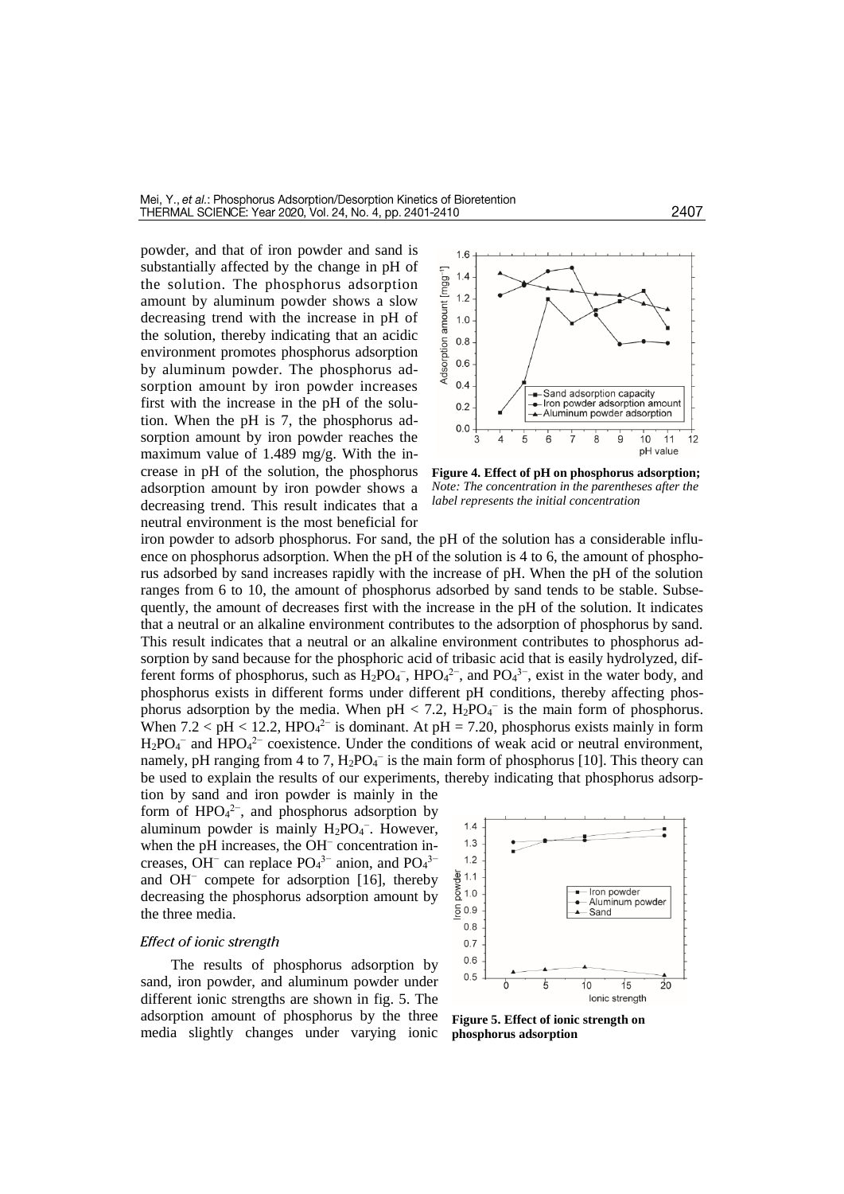powder, and that of iron powder and sand is substantially affected by the change in pH of the solution. The phosphorus adsorption amount by aluminum powder shows a slow decreasing trend with the increase in pH of the solution, thereby indicating that an acidic environment promotes phosphorus adsorption by aluminum powder. The phosphorus adsorption amount by iron powder increases first with the increase in the pH of the solution. When the pH is 7, the phosphorus adsorption amount by iron powder reaches the maximum value of 1.489 mg/g. With the increase in pH of the solution, the phosphorus adsorption amount by iron powder shows a decreasing trend. This result indicates that a neutral environment is the most beneficial for iron powder to adsorb phosphorus. For sand, the pH of the solution has a considerable influence on phosphorus adsorption. When the pH of the solution is 4 to 6, the amount of phosphorus adsorbed by sand increases rapidly with the increase of pH. When the pH of the solution ranges from 6 to 10, the amount of phosphorus adsorbed by sand tends to be stable. Subsequently, the amount of decreases first with the increase in the pH of the solution. It indicates that a neutral or an alkaline environment contributes to the adsorption of phosphorus by sand. This result indicates that a neutral or an alkaline environment contributes to phosphorus adsorption by sand because for the phosphoric acid of tribasic acid that is easily hydrolyzed, different forms of phosphorus, such as $H_2PO_4^-$, $HPO_4^{2-}$, and $PO_4^{3-}$, exist in the water body, and phosphorus exists in different forms under different pH conditions, thereby affecting phosphorus adsorption by the media. When pH < 7.2, $H_2PO_4^-$ is the main form of phosphorus. When 7.2 < pH < 12.2, $HPO_4^{2-}$ is dominant. At pH = 7.20, phosphorus exists mainly in form $H_2PO_4^-$ and $HPO_4^{2-}$ coexistence. Under the conditions of weak acid or neutral environment, namely, pH ranging from 4 to 7, $H_2PO_4^-$ is the main form of phosphorus [10]. This theory can be used to explain the results of our experiments, thereby indicating that phosphorus adsorption by sand and iron powder is mainly in the form of $HPO_4^{2-}$, and phosphorus adsorption by aluminum powder is mainly $H_2PO_4^-$. However, when the pH increases, the $OH^-$ concentration increases, $OH^-$ can replace $PO_4^{3-}$ anion, and $PO_4^{3-}$ and $OH^-$ compete for adsorption [16], thereby decreasing the phosphorus adsorption amount by the three media.

**Figure 4. Effect of pH on phosphorus adsorption;** *Note: The concentration in the parentheses after the label represents the initial concentration*

### *Effect of ionic strength*

The results of phosphorus adsorption by sand, iron powder, and aluminum powder under different ionic strengths are shown in fig. 5. The adsorption amount of phosphorus by the three media slightly changes under varying ionic

**Figure 5. Effect of ionic strength on phosphorus adsorption**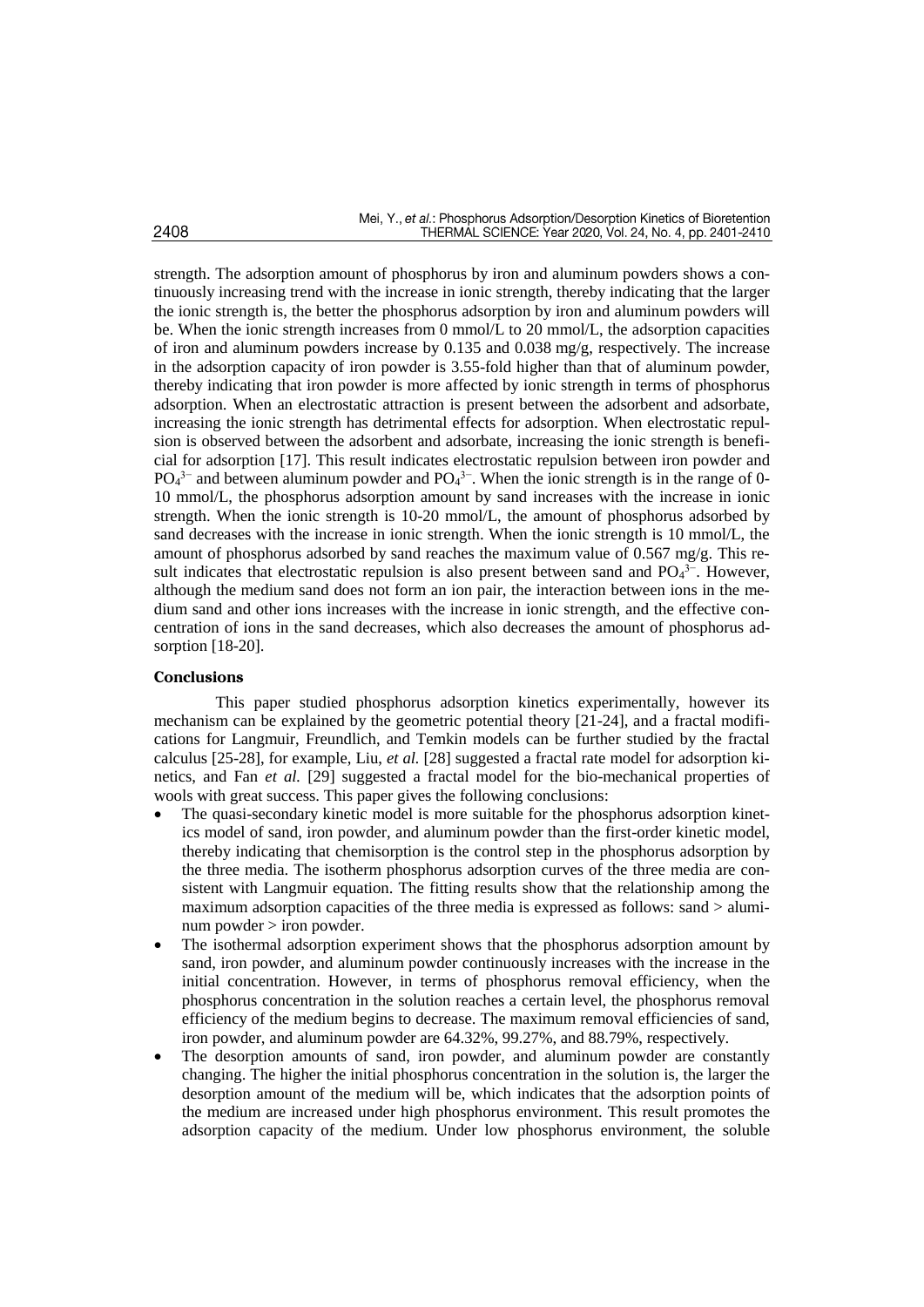strength. The adsorption amount of phosphorus by iron and aluminum powders shows a continuously increasing trend with the increase in ionic strength, thereby indicating that the larger the ionic strength is, the better the phosphorus adsorption by iron and aluminum powders will be. When the ionic strength increases from 0 mmol/L to 20 mmol/L, the adsorption capacities of iron and aluminum powders increase by 0.135 and 0.038 mg/g, respectively. The increase in the adsorption capacity of iron powder is 3.55-fold higher than that of aluminum powder, thereby indicating that iron powder is more affected by ionic strength in terms of phosphorus adsorption. When an electrostatic attraction is present between the adsorbent and adsorbate, increasing the ionic strength has detrimental effects for adsorption. When electrostatic repulsion is observed between the adsorbent and adsorbate, increasing the ionic strength is beneficial for adsorption [17]. This result indicates electrostatic repulsion between iron powder and $PO_4^{3-}$ and between aluminum powder and $PO_4^{3-}$. When the ionic strength is in the range of 0-10 mmol/L, the phosphorus adsorption amount by sand increases with the increase in ionic strength. When the ionic strength is 10-20 mmol/L, the amount of phosphorus adsorbed by sand decreases with the increase in ionic strength. When the ionic strength is 10 mmol/L, the amount of phosphorus adsorbed by sand reaches the maximum value of 0.567 mg/g. This result indicates that electrostatic repulsion is also present between sand and $PO_4^{3-}$. However, although the medium sand does not form an ion pair, the interaction between ions in the medium sand and other ions increases with the increase in ionic strength, and the effective concentration of ions in the sand decreases, which also decreases the amount of phosphorus adsorption [18-20].

## Conclusions

This paper studied phosphorus adsorption kinetics experimentally, however its mechanism can be explained by the geometric potential theory [21-24], and a fractal modifications for Langmuir, Freundlich, and Temkin models can be further studied by the fractal calculus [25-28], for example, Liu, *et al.* [28] suggested a fractal rate model for adsorption kinetics, and Fan *et al.* [29] suggested a fractal model for the bio-mechanical properties of wools with great success. This paper gives the following conclusions:

- The quasi-secondary kinetic model is more suitable for the phosphorus adsorption kinetics model of sand, iron powder, and aluminum powder than the first-order kinetic model, thereby indicating that chemisorption is the control step in the phosphorus adsorption by the three media. The isotherm phosphorus adsorption curves of the three media are consistent with Langmuir equation. The fitting results show that the relationship among the maximum adsorption capacities of the three media is expressed as follows: sand > aluminum powder > iron powder.
- The isothermal adsorption experiment shows that the phosphorus adsorption amount by sand, iron powder, and aluminum powder continuously increases with the increase in the initial concentration. However, in terms of phosphorus removal efficiency, when the phosphorus concentration in the solution reaches a certain level, the phosphorus removal efficiency of the medium begins to decrease. The maximum removal efficiencies of sand, iron powder, and aluminum powder are 64.32%, 99.27%, and 88.79%, respectively.
- The desorption amounts of sand, iron powder, and aluminum powder are constantly changing. The higher the initial phosphorus concentration in the solution is, the larger the desorption amount of the medium will be, which indicates that the adsorption points of the medium are increased under high phosphorus environment. This result promotes the adsorption capacity of the medium. Under low phosphorus environment, the soluble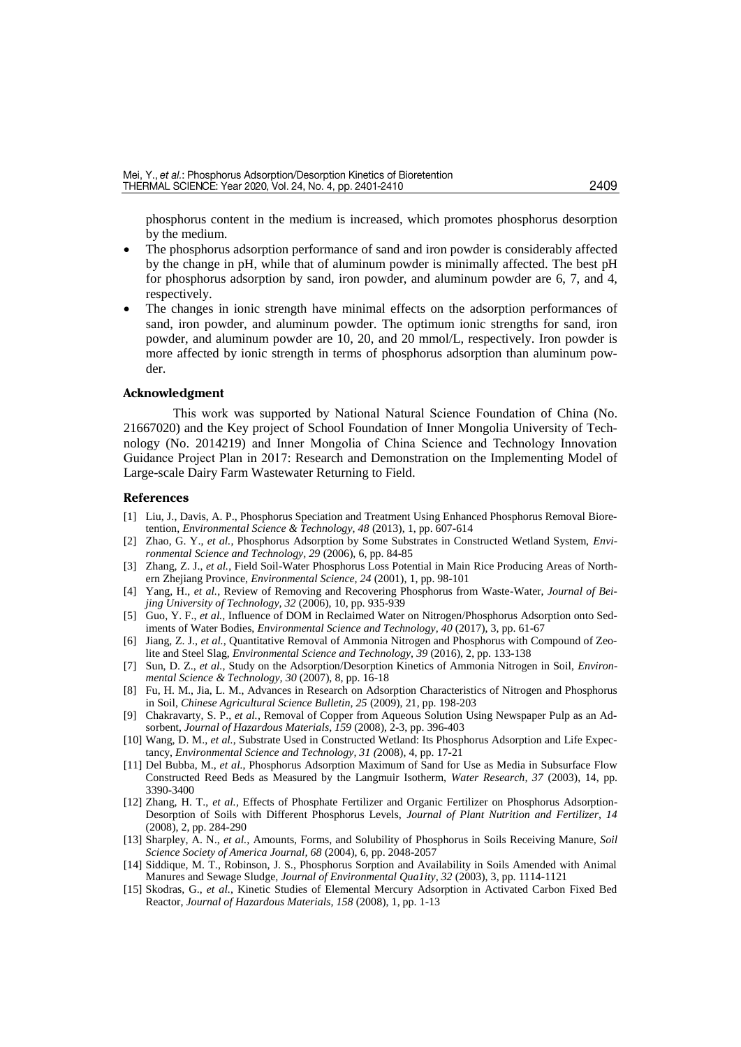phosphorus content in the medium is increased, which promotes phosphorus desorption by the medium.

- The phosphorus adsorption performance of sand and iron powder is considerably affected by the change in pH, while that of aluminum powder is minimally affected. The best pH for phosphorus adsorption by sand, iron powder, and aluminum powder are 6, 7, and 4, respectively.
- The changes in ionic strength have minimal effects on the adsorption performances of sand, iron powder, and aluminum powder. The optimum ionic strengths for sand, iron powder, and aluminum powder are 10, 20, and 20 mmol/L, respectively. Iron powder is more affected by ionic strength in terms of phosphorus adsorption than aluminum powder.

### Acknowledgment

This work was supported by National Natural Science Foundation of China (No. 21667020) and the Key project of School Foundation of Inner Mongolia University of Technology (No. 2014219) and Inner Mongolia of China Science and Technology Innovation Guidance Project Plan in 2017: Research and Demonstration on the Implementing Model of Large-scale Dairy Farm Wastewater Returning to Field.

### References

[1] Liu, J., Davis, A. P., Phosphorus Speciation and Treatment Using Enhanced Phosphorus Removal Bioretention, *Environmental Science & Technology, 48* (2013), 1, pp. 607-614

[2] Zhao, G. Y., *et al.*, Phosphorus Adsorption by Some Substrates in Constructed Wetland System, *Environmental Science and Technology, 29* (2006), 6, pp. 84-85

[3] Zhang, Z. J., *et al.*, Field Soil-Water Phosphorus Loss Potential in Main Rice Producing Areas of Northern Zhejiang Province, *Environmental Science, 24* (2001), 1, pp. 98-101

[4] Yang, H., *et al.*, Review of Removing and Recovering Phosphorus from Waste-Water, *Journal of Beijing University of Technology, 32* (2006), 10, pp. 935-939

[5] Guo, Y. F., *et al.*, Influence of DOM in Reclaimed Water on Nitrogen/Phosphorus Adsorption onto Sediments of Water Bodies, *Environmental Science and Technology, 40* (2017), 3, pp. 61-67

[6] Jiang, Z. J., *et al.*, Quantitative Removal of Ammonia Nitrogen and Phosphorus with Compound of Zeolite and Steel Slag, *Environmental Science and Technology, 39* (2016), 2, pp. 133-138

[7] Sun, D. Z., *et al.*, Study on the Adsorption/Desorption Kinetics of Ammonia Nitrogen in Soil, *Environmental Science & Technology, 30* (2007), 8, pp. 16-18

[8] Fu, H. M., Jia, L. M., Advances in Research on Adsorption Characteristics of Nitrogen and Phosphorus in Soil, *Chinese Agricultural Science Bulletin, 25* (2009), 21, pp. 198-203

[9] Chakravarty, S. P., *et al.*, Removal of Copper from Aqueous Solution Using Newspaper Pulp as an Adsorbent, *Journal of Hazardous Materials, 159* (2008), 2-3, pp. 396-403

[10] Wang, D. M., *et al.*, Substrate Used in Constructed Wetland: Its Phosphorus Adsorption and Life Expectancy, *Environmental Science and Technology, 31* (2008), 4, pp. 17-21

[11] Del Bubba, M., *et al.*, Phosphorus Adsorption Maximum of Sand for Use as Media in Subsurface Flow Constructed Reed Beds as Measured by the Langmuir Isotherm, *Water Research, 37* (2003), 14, pp. 3390-3400

[12] Zhang, H. T., *et al.*, Effects of Phosphate Fertilizer and Organic Fertilizer on Phosphorus Adsorption-Desorption of Soils with Different Phosphorus Levels, *Journal of Plant Nutrition and Fertilizer, 14* (2008), 2, pp. 284-290

[13] Sharpley, A. N., *et al.*, Amounts, Forms, and Solubility of Phosphorus in Soils Receiving Manure, *Soil Science Society of America Journal, 68* (2004), 6, pp. 2048-2057

[14] Siddique, M. T., Robinson, J. S., Phosphorus Sorption and Availability in Soils Amended with Animal Manures and Sewage Sludge, *Journal of Environmental Qua1ity, 32* (2003), 3, pp. 1114-1121

[15] Skodras, G., *et al.*, Kinetic Studies of Elemental Mercury Adsorption in Activated Carbon Fixed Bed Reactor, *Journal of Hazardous Materials, 158* (2008), 1, pp. 1-13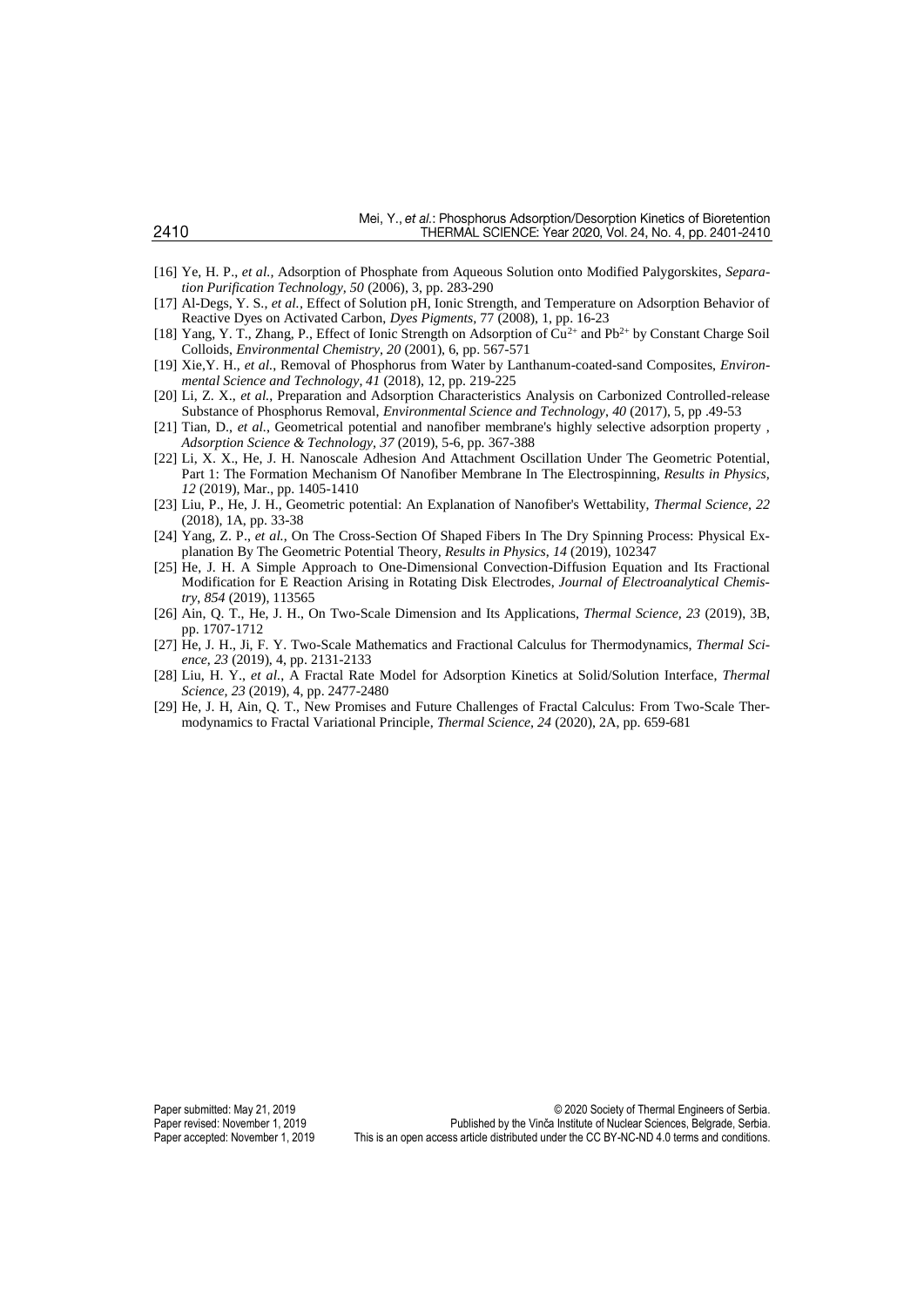[16] Ye, H. P., *et al.*, Adsorption of Phosphate from Aqueous Solution onto Modified Palygorskites, *Separation Purification Technology, 50* (2006), 3, pp. 283-290

[17] Al-Degs, Y. S., *et al.*, Effect of Solution pH, Ionic Strength, and Temperature on Adsorption Behavior of Reactive Dyes on Activated Carbon, *Dyes Pigments*, 77 (2008), 1, pp. 16-23

[18] Yang, Y. T., Zhang, P., Effect of Ionic Strength on Adsorption of $Cu^{2+}$ and $Pb^{2+}$ by Constant Charge Soil Colloids, *Environmental Chemistry, 20* (2001), 6, pp. 567-571

[19] Xie,Y. H., *et al.*, Removal of Phosphorus from Water by Lanthanum-coated-sand Composites, *Environmental Science and Technology, 41* (2018), 12, pp. 219-225

[20] Li, Z. X., *et al.*, Preparation and Adsorption Characteristics Analysis on Carbonized Controlled-release Substance of Phosphorus Removal, *Environmental Science and Technology, 40* (2017), 5, pp .49-53

[21] Tian, D., *et al.*, Geometrical potential and nanofiber membrane's highly selective adsorption property , *Adsorption Science & Technology, 37* (2019), 5-6, pp. 367-388

[22] Li, X. X., He, J. H. Nanoscale Adhesion And Attachment Oscillation Under The Geometric Potential, Part 1: The Formation Mechanism Of Nanofiber Membrane In The Electrospinning, *Results in Physics, 12* (2019), Mar., pp. 1405-1410

[23] Liu, P., He, J. H., Geometric potential: An Explanation of Nanofiber's Wettability, *Thermal Science, 22* (2018), 1A, pp. 33-38

[24] Yang, Z. P., *et al.*, On The Cross-Section Of Shaped Fibers In The Dry Spinning Process: Physical Explanation By The Geometric Potential Theory, *Results in Physics, 14* (2019), 102347

[25] He, J. H. A Simple Approach to One-Dimensional Convection-Diffusion Equation and Its Fractional Modification for E Reaction Arising in Rotating Disk Electrodes, *Journal of Electroanalytical Chemistry, 854* (2019), 113565

[26] Ain, Q. T., He, J. H., On Two-Scale Dimension and Its Applications, *Thermal Science, 23* (2019), 3B, pp. 1707-1712

[27] He, J. H., Ji, F. Y. Two-Scale Mathematics and Fractional Calculus for Thermodynamics, *Thermal Science, 23* (2019), 4, pp. 2131-2133

[28] Liu, H. Y., *et al.*, A Fractal Rate Model for Adsorption Kinetics at Solid/Solution Interface, *Thermal Science, 23* (2019), 4, pp. 2477-2480

[29] He, J. H, Ain, Q. T., New Promises and Future Challenges of Fractal Calculus: From Two-Scale Thermodynamics to Fractal Variational Principle, *Thermal Science, 24* (2020), 2A, pp. 659-681

Paper submitted: May 21, 2019
Paper revised: November 1, 2019
Paper accepted: November 1, 2019

© 2020 Society of Thermal Engineers of Serbia.
Published by the Vinča Institute of Nuclear Sciences, Belgrade, Serbia.
This is an open access article distributed under the CC BY-NC-ND 4.0 terms and conditions.